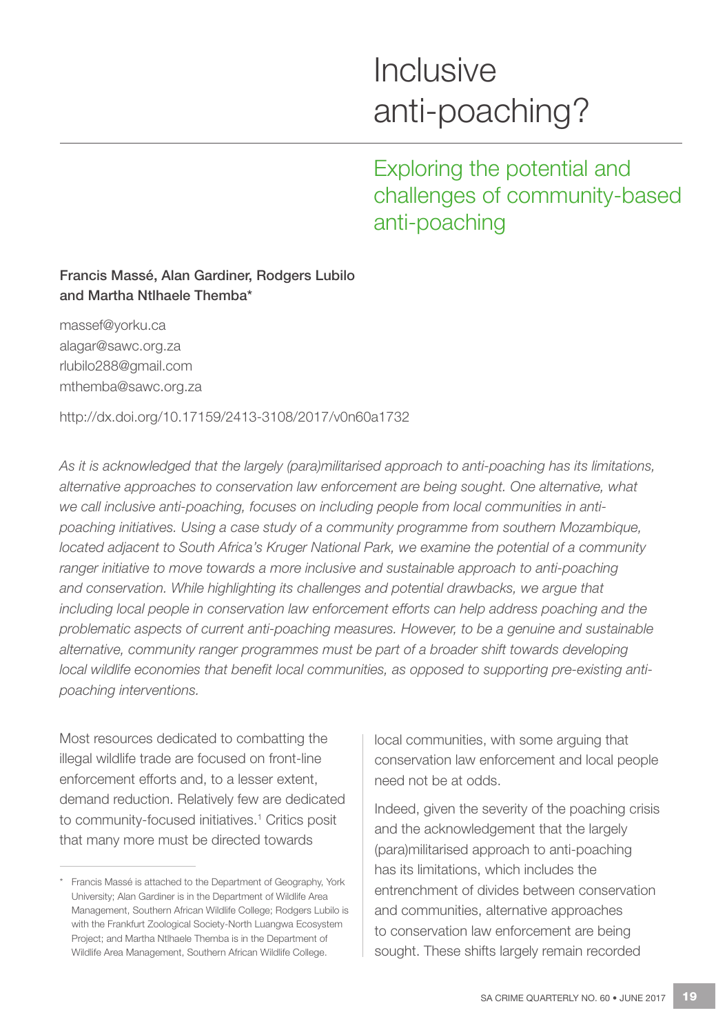# Inclusive anti-poaching?

## Exploring the potential and challenges of community-based anti-poaching

**Francis Massé, Alan Gardiner, Rodgers Lubilo and Martha Ntlhaele Themba***

massef@yorku.ca
alagar@sawc.org.za
rlubilo288@gmail.com
mthemba@sawc.org.za

http://dx.doi.org/10.17159/2413-3108/2017/v0n60a1732

*As it is acknowledged that the largely (para)militarised approach to anti-poaching has its limitations, alternative approaches to conservation law enforcement are being sought. One alternative, what we call inclusive anti-poaching, focuses on including people from local communities in anti-poaching initiatives. Using a case study of a community programme from southern Mozambique, located adjacent to South Africa's Kruger National Park, we examine the potential of a community ranger initiative to move towards a more inclusive and sustainable approach to anti-poaching and conservation. While highlighting its challenges and potential drawbacks, we argue that including local people in conservation law enforcement efforts can help address poaching and the problematic aspects of current anti-poaching measures. However, to be a genuine and sustainable alternative, community ranger programmes must be part of a broader shift towards developing local wildlife economies that benefit local communities, as opposed to supporting pre-existing anti-poaching interventions.*

Most resources dedicated to combatting the illegal wildlife trade are focused on front-line enforcement efforts and, to a lesser extent, demand reduction. Relatively few are dedicated to community-focused initiatives.[1] Critics posit that many more must be directed towards local communities, with some arguing that conservation law enforcement and local people need not be at odds.

Indeed, given the severity of the poaching crisis and the acknowledgement that the largely (para)militarised approach to anti-poaching has its limitations, which includes the entrenchment of divides between conservation and communities, alternative approaches to conservation law enforcement are being sought. These shifts largely remain recorded

---

\* Francis Massé is attached to the Department of Geography, York University; Alan Gardiner is in the Department of Wildlife Area Management, Southern African Wildlife College; Rodgers Lubilo is with the Frankfurt Zoological Society-North Luangwa Ecosystem Project; and Martha Ntlhaele Themba is in the Department of Wildlife Area Management, Southern African Wildlife College.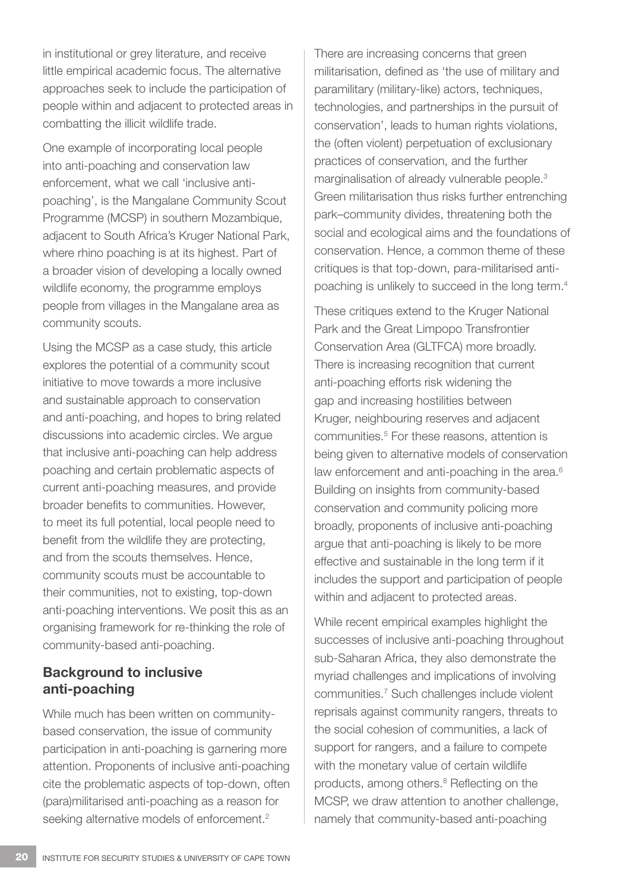in institutional or grey literature, and receive little empirical academic focus. The alternative approaches seek to include the participation of people within and adjacent to protected areas in combatting the illicit wildlife trade.

One example of incorporating local people into anti-poaching and conservation law enforcement, what we call 'inclusive anti-poaching', is the Mangalane Community Scout Programme (MCSP) in southern Mozambique, adjacent to South Africa's Kruger National Park, where rhino poaching is at its highest. Part of a broader vision of developing a locally owned wildlife economy, the programme employs people from villages in the Mangalane area as community scouts.

Using the MCSP as a case study, this article explores the potential of a community scout initiative to move towards a more inclusive and sustainable approach to conservation and anti-poaching, and hopes to bring related discussions into academic circles. We argue that inclusive anti-poaching can help address poaching and certain problematic aspects of current anti-poaching measures, and provide broader benefits to communities. However, to meet its full potential, local people need to benefit from the wildlife they are protecting, and from the scouts themselves. Hence, community scouts must be accountable to their communities, not to existing, top-down anti-poaching interventions. We posit this as an organising framework for re-thinking the role of community-based anti-poaching.

## Background to inclusive anti-poaching

While much has been written on community-based conservation, the issue of community participation in anti-poaching is garnering more attention. Proponents of inclusive anti-poaching cite the problematic aspects of top-down, often (para)militarised anti-poaching as a reason for seeking alternative models of enforcement.[2]

There are increasing concerns that green militarisation, defined as 'the use of military and paramilitary (military-like) actors, techniques, technologies, and partnerships in the pursuit of conservation', leads to human rights violations, the (often violent) perpetuation of exclusionary practices of conservation, and the further marginalisation of already vulnerable people.[3] Green militarisation thus risks further entrenching park–community divides, threatening both the social and ecological aims and the foundations of conservation. Hence, a common theme of these critiques is that top-down, para-militarised anti-poaching is unlikely to succeed in the long term.[4]

These critiques extend to the Kruger National Park and the Great Limpopo Transfrontier Conservation Area (GLTFCA) more broadly. There is increasing recognition that current anti-poaching efforts risk widening the gap and increasing hostilities between Kruger, neighbouring reserves and adjacent communities.[5] For these reasons, attention is being given to alternative models of conservation law enforcement and anti-poaching in the area.[6] Building on insights from community-based conservation and community policing more broadly, proponents of inclusive anti-poaching argue that anti-poaching is likely to be more effective and sustainable in the long term if it includes the support and participation of people within and adjacent to protected areas.

While recent empirical examples highlight the successes of inclusive anti-poaching throughout sub-Saharan Africa, they also demonstrate the myriad challenges and implications of involving communities.[7] Such challenges include violent reprisals against community rangers, threats to the social cohesion of communities, a lack of support for rangers, and a failure to compete with the monetary value of certain wildlife products, among others.[8] Reflecting on the MCSP, we draw attention to another challenge, namely that community-based anti-poaching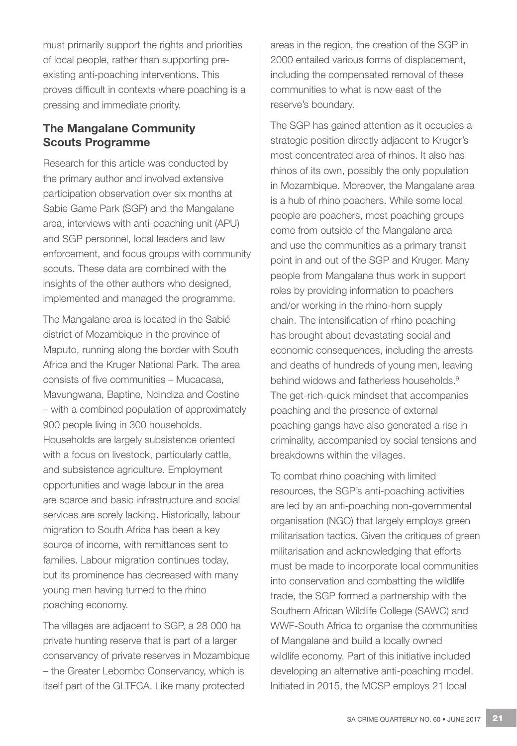must primarily support the rights and priorities of local people, rather than supporting pre-existing anti-poaching interventions. This proves difficult in contexts where poaching is a pressing and immediate priority.

## The Mangalane Community Scouts Programme

Research for this article was conducted by the primary author and involved extensive participation observation over six months at Sabie Game Park (SGP) and the Mangalane area, interviews with anti-poaching unit (APU) and SGP personnel, local leaders and law enforcement, and focus groups with community scouts. These data are combined with the insights of the other authors who designed, implemented and managed the programme.

The Mangalane area is located in the Sabié district of Mozambique in the province of Maputo, running along the border with South Africa and the Kruger National Park. The area consists of five communities – Mucacasa, Mavungwana, Baptine, Ndindiza and Costine – with a combined population of approximately 900 people living in 300 households. Households are largely subsistence oriented with a focus on livestock, particularly cattle, and subsistence agriculture. Employment opportunities and wage labour in the area are scarce and basic infrastructure and social services are sorely lacking. Historically, labour migration to South Africa has been a key source of income, with remittances sent to families. Labour migration continues today, but its prominence has decreased with many young men having turned to the rhino poaching economy.

The villages are adjacent to SGP, a 28 000 ha private hunting reserve that is part of a larger conservancy of private reserves in Mozambique – the Greater Lebombo Conservancy, which is itself part of the GLTFCA. Like many protected areas in the region, the creation of the SGP in 2000 entailed various forms of displacement, including the compensated removal of these communities to what is now east of the reserve's boundary.

The SGP has gained attention as it occupies a strategic position directly adjacent to Kruger's most concentrated area of rhinos. It also has rhinos of its own, possibly the only population in Mozambique. Moreover, the Mangalane area is a hub of rhino poachers. While some local people are poachers, most poaching groups come from outside of the Mangalane area and use the communities as a primary transit point in and out of the SGP and Kruger. Many people from Mangalane thus work in support roles by providing information to poachers and/or working in the rhino-horn supply chain. The intensification of rhino poaching has brought about devastating social and economic consequences, including the arrests and deaths of hundreds of young men, leaving behind widows and fatherless households.[9] The get-rich-quick mindset that accompanies poaching and the presence of external poaching gangs have also generated a rise in criminality, accompanied by social tensions and breakdowns within the villages.

To combat rhino poaching with limited resources, the SGP's anti-poaching activities are led by an anti-poaching non-governmental organisation (NGO) that largely employs green militarisation tactics. Given the critiques of green militarisation and acknowledging that efforts must be made to incorporate local communities into conservation and combatting the wildlife trade, the SGP formed a partnership with the Southern African Wildlife College (SAWC) and WWF-South Africa to organise the communities of Mangalane and build a locally owned wildlife economy. Part of this initiative included developing an alternative anti-poaching model. Initiated in 2015, the MCSP employs 21 local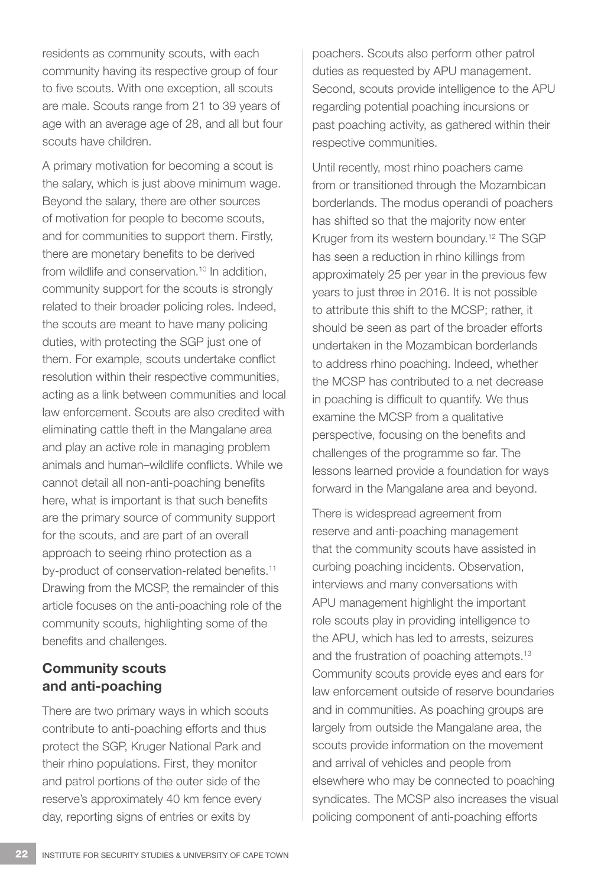residents as community scouts, with each community having its respective group of four to five scouts. With one exception, all scouts are male. Scouts range from 21 to 39 years of age with an average age of 28, and all but four scouts have children.

A primary motivation for becoming a scout is the salary, which is just above minimum wage. Beyond the salary, there are other sources of motivation for people to become scouts, and for communities to support them. Firstly, there are monetary benefits to be derived from wildlife and conservation.[10] In addition, community support for the scouts is strongly related to their broader policing roles. Indeed, the scouts are meant to have many policing duties, with protecting the SGP just one of them. For example, scouts undertake conflict resolution within their respective communities, acting as a link between communities and local law enforcement. Scouts are also credited with eliminating cattle theft in the Mangalane area and play an active role in managing problem animals and human–wildlife conflicts. While we cannot detail all non-anti-poaching benefits here, what is important is that such benefits are the primary source of community support for the scouts, and are part of an overall approach to seeing rhino protection as a by-product of conservation-related benefits.[11] Drawing from the MCSP, the remainder of this article focuses on the anti-poaching role of the community scouts, highlighting some of the benefits and challenges.

## Community scouts and anti-poaching

There are two primary ways in which scouts contribute to anti-poaching efforts and thus protect the SGP, Kruger National Park and their rhino populations. First, they monitor and patrol portions of the outer side of the reserve's approximately 40 km fence every day, reporting signs of entries or exits by poachers. Scouts also perform other patrol duties as requested by APU management. Second, scouts provide intelligence to the APU regarding potential poaching incursions or past poaching activity, as gathered within their respective communities.

Until recently, most rhino poachers came from or transitioned through the Mozambican borderlands. The modus operandi of poachers has shifted so that the majority now enter Kruger from its western boundary.[12] The SGP has seen a reduction in rhino killings from approximately 25 per year in the previous few years to just three in 2016. It is not possible to attribute this shift to the MCSP; rather, it should be seen as part of the broader efforts undertaken in the Mozambican borderlands to address rhino poaching. Indeed, whether the MCSP has contributed to a net decrease in poaching is difficult to quantify. We thus examine the MCSP from a qualitative perspective, focusing on the benefits and challenges of the programme so far. The lessons learned provide a foundation for ways forward in the Mangalane area and beyond.

There is widespread agreement from reserve and anti-poaching management that the community scouts have assisted in curbing poaching incidents. Observation, interviews and many conversations with APU management highlight the important role scouts play in providing intelligence to the APU, which has led to arrests, seizures and the frustration of poaching attempts.[13] Community scouts provide eyes and ears for law enforcement outside of reserve boundaries and in communities. As poaching groups are largely from outside the Mangalane area, the scouts provide information on the movement and arrival of vehicles and people from elsewhere who may be connected to poaching syndicates. The MCSP also increases the visual policing component of anti-poaching efforts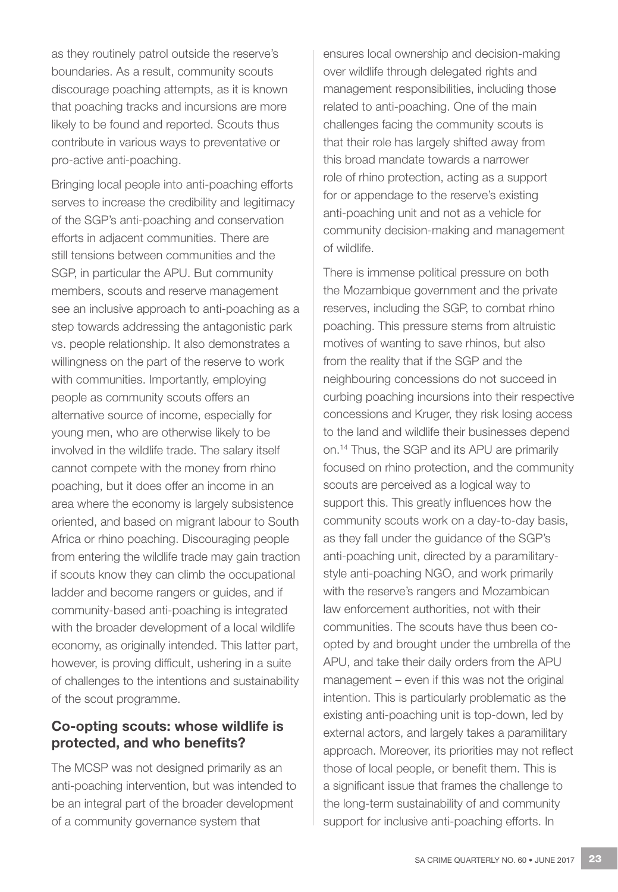as they routinely patrol outside the reserve's boundaries. As a result, community scouts discourage poaching attempts, as it is known that poaching tracks and incursions are more likely to be found and reported. Scouts thus contribute in various ways to preventative or pro-active anti-poaching.

Bringing local people into anti-poaching efforts serves to increase the credibility and legitimacy of the SGP's anti-poaching and conservation efforts in adjacent communities. There are still tensions between communities and the SGP, in particular the APU. But community members, scouts and reserve management see an inclusive approach to anti-poaching as a step towards addressing the antagonistic park vs. people relationship. It also demonstrates a willingness on the part of the reserve to work with communities. Importantly, employing people as community scouts offers an alternative source of income, especially for young men, who are otherwise likely to be involved in the wildlife trade. The salary itself cannot compete with the money from rhino poaching, but it does offer an income in an area where the economy is largely subsistence oriented, and based on migrant labour to South Africa or rhino poaching. Discouraging people from entering the wildlife trade may gain traction if scouts know they can climb the occupational ladder and become rangers or guides, and if community-based anti-poaching is integrated with the broader development of a local wildlife economy, as originally intended. This latter part, however, is proving difficult, ushering in a suite of challenges to the intentions and sustainability of the scout programme.

## Co-opting scouts: whose wildlife is protected, and who benefits?

The MCSP was not designed primarily as an anti-poaching intervention, but was intended to be an integral part of the broader development of a community governance system that ensures local ownership and decision-making over wildlife through delegated rights and management responsibilities, including those related to anti-poaching. One of the main challenges facing the community scouts is that their role has largely shifted away from this broad mandate towards a narrower role of rhino protection, acting as a support for or appendage to the reserve's existing anti-poaching unit and not as a vehicle for community decision-making and management of wildlife.

There is immense political pressure on both the Mozambique government and the private reserves, including the SGP, to combat rhino poaching. This pressure stems from altruistic motives of wanting to save rhinos, but also from the reality that if the SGP and the neighbouring concessions do not succeed in curbing poaching incursions into their respective concessions and Kruger, they risk losing access to the land and wildlife their businesses depend on.[14] Thus, the SGP and its APU are primarily focused on rhino protection, and the community scouts are perceived as a logical way to support this. This greatly influences how the community scouts work on a day-to-day basis, as they fall under the guidance of the SGP's anti-poaching unit, directed by a paramilitary-style anti-poaching NGO, and work primarily with the reserve's rangers and Mozambican law enforcement authorities, not with their communities. The scouts have thus been co-opted by and brought under the umbrella of the APU, and take their daily orders from the APU management – even if this was not the original intention. This is particularly problematic as the existing anti-poaching unit is top-down, led by external actors, and largely takes a paramilitary approach. Moreover, its priorities may not reflect those of local people, or benefit them. This is a significant issue that frames the challenge to the long-term sustainability of and community support for inclusive anti-poaching efforts. In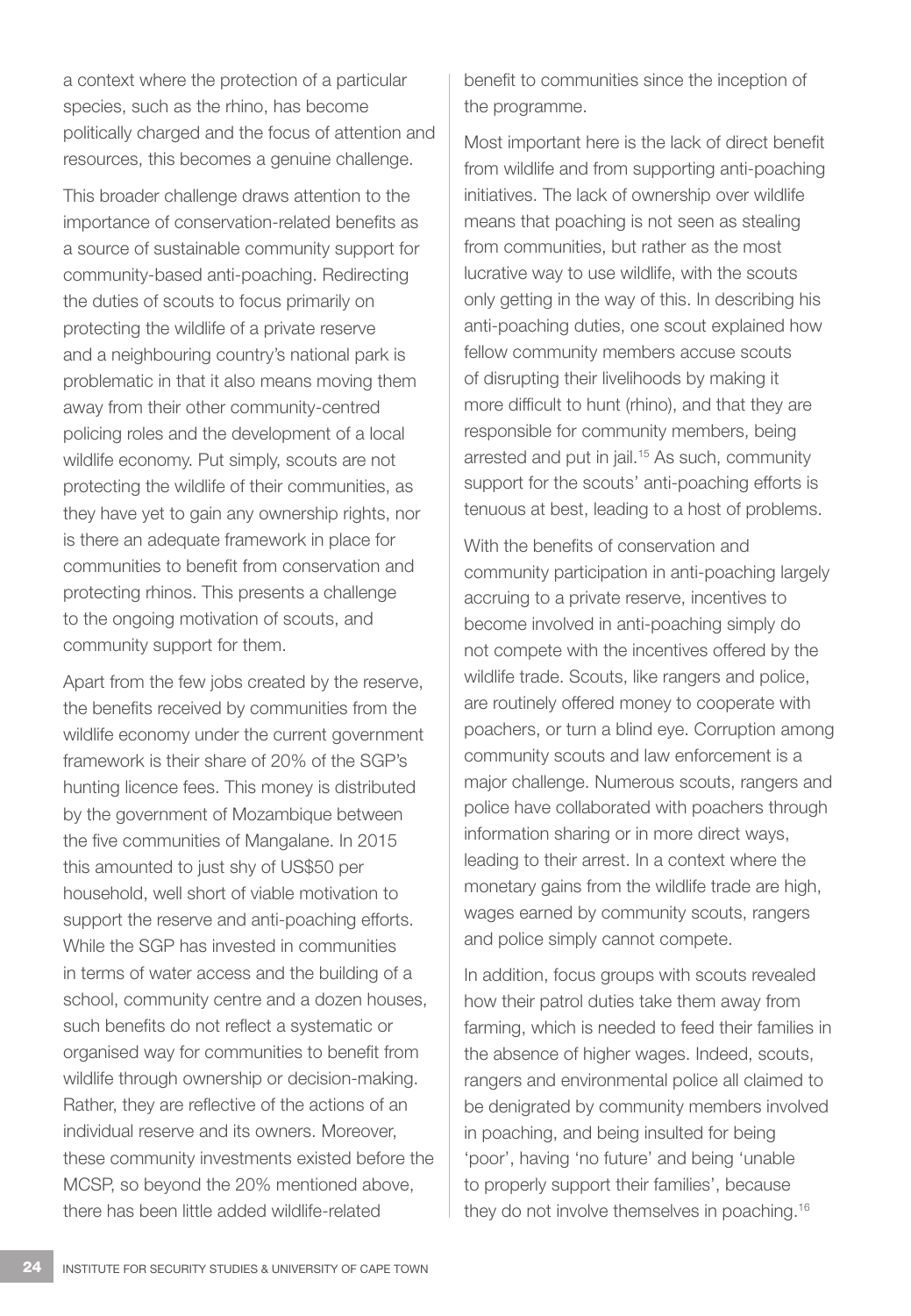a context where the protection of a particular species, such as the rhino, has become politically charged and the focus of attention and resources, this becomes a genuine challenge.

This broader challenge draws attention to the importance of conservation-related benefits as a source of sustainable community support for community-based anti-poaching. Redirecting the duties of scouts to focus primarily on protecting the wildlife of a private reserve and a neighbouring country's national park is problematic in that it also means moving them away from their other community-centred policing roles and the development of a local wildlife economy. Put simply, scouts are not protecting the wildlife of their communities, as they have yet to gain any ownership rights, nor is there an adequate framework in place for communities to benefit from conservation and protecting rhinos. This presents a challenge to the ongoing motivation of scouts, and community support for them.

Apart from the few jobs created by the reserve, the benefits received by communities from the wildlife economy under the current government framework is their share of 20% of the SGP's hunting licence fees. This money is distributed by the government of Mozambique between the five communities of Mangalane. In 2015 this amounted to just shy of US$50 per household, well short of viable motivation to support the reserve and anti-poaching efforts. While the SGP has invested in communities in terms of water access and the building of a school, community centre and a dozen houses, such benefits do not reflect a systematic or organised way for communities to benefit from wildlife through ownership or decision-making. Rather, they are reflective of the actions of an individual reserve and its owners. Moreover, these community investments existed before the MCSP, so beyond the 20% mentioned above, there has been little added wildlife-related benefit to communities since the inception of the programme.

Most important here is the lack of direct benefit from wildlife and from supporting anti-poaching initiatives. The lack of ownership over wildlife means that poaching is not seen as stealing from communities, but rather as the most lucrative way to use wildlife, with the scouts only getting in the way of this. In describing his anti-poaching duties, one scout explained how fellow community members accuse scouts of disrupting their livelihoods by making it more difficult to hunt (rhino), and that they are responsible for community members, being arrested and put in jail.[15] As such, community support for the scouts' anti-poaching efforts is tenuous at best, leading to a host of problems.

With the benefits of conservation and community participation in anti-poaching largely accruing to a private reserve, incentives to become involved in anti-poaching simply do not compete with the incentives offered by the wildlife trade. Scouts, like rangers and police, are routinely offered money to cooperate with poachers, or turn a blind eye. Corruption among community scouts and law enforcement is a major challenge. Numerous scouts, rangers and police have collaborated with poachers through information sharing or in more direct ways, leading to their arrest. In a context where the monetary gains from the wildlife trade are high, wages earned by community scouts, rangers and police simply cannot compete.

In addition, focus groups with scouts revealed how their patrol duties take them away from farming, which is needed to feed their families in the absence of higher wages. Indeed, scouts, rangers and environmental police all claimed to be denigrated by community members involved in poaching, and being insulted for being 'poor', having 'no future' and being 'unable to properly support their families', because they do not involve themselves in poaching.[16]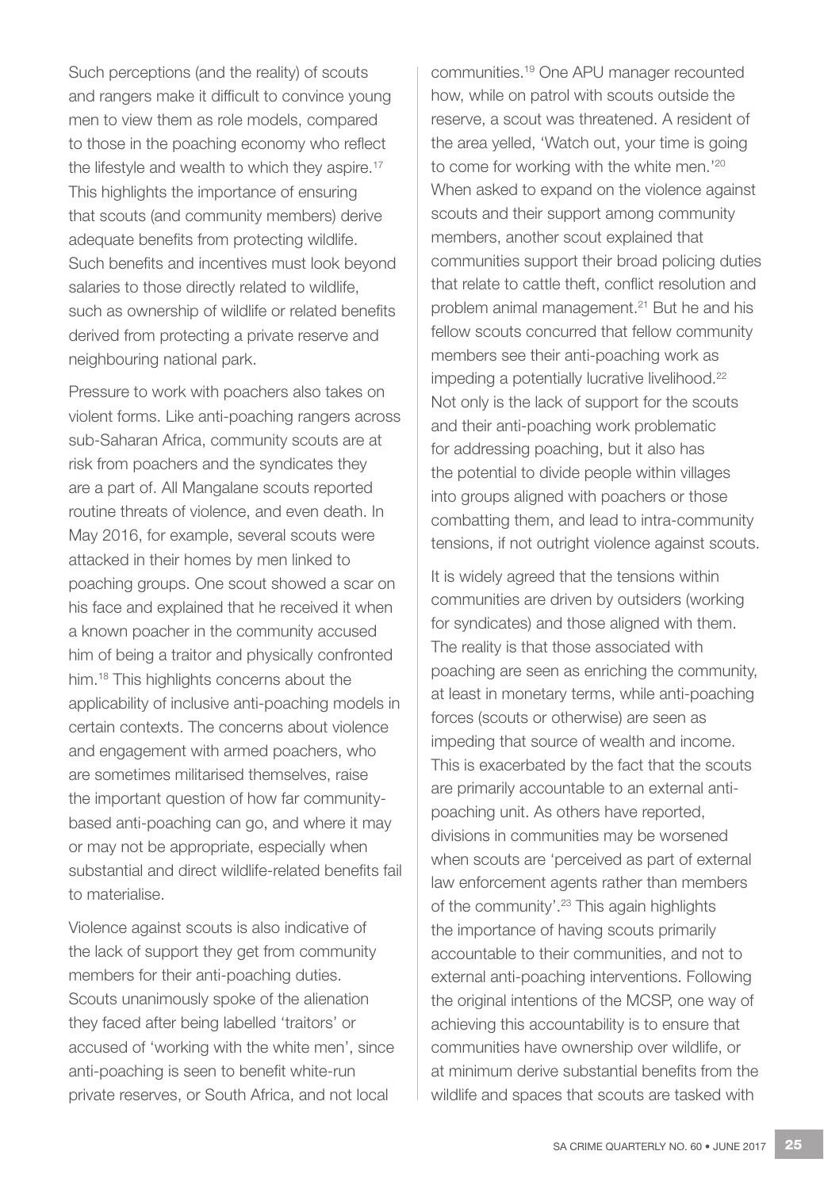Such perceptions (and the reality) of scouts and rangers make it difficult to convince young men to view them as role models, compared to those in the poaching economy who reflect the lifestyle and wealth to which they aspire.[17] This highlights the importance of ensuring that scouts (and community members) derive adequate benefits from protecting wildlife. Such benefits and incentives must look beyond salaries to those directly related to wildlife, such as ownership of wildlife or related benefits derived from protecting a private reserve and neighbouring national park.

Pressure to work with poachers also takes on violent forms. Like anti-poaching rangers across sub-Saharan Africa, community scouts are at risk from poachers and the syndicates they are a part of. All Mangalane scouts reported routine threats of violence, and even death. In May 2016, for example, several scouts were attacked in their homes by men linked to poaching groups. One scout showed a scar on his face and explained that he received it when a known poacher in the community accused him of being a traitor and physically confronted him.[18] This highlights concerns about the applicability of inclusive anti-poaching models in certain contexts. The concerns about violence and engagement with armed poachers, who are sometimes militarised themselves, raise the important question of how far community-based anti-poaching can go, and where it may or may not be appropriate, especially when substantial and direct wildlife-related benefits fail to materialise.

Violence against scouts is also indicative of the lack of support they get from community members for their anti-poaching duties. Scouts unanimously spoke of the alienation they faced after being labelled 'traitors' or accused of 'working with the white men', since anti-poaching is seen to benefit white-run private reserves, or South Africa, and not local communities.[19] One APU manager recounted how, while on patrol with scouts outside the reserve, a scout was threatened. A resident of the area yelled, 'Watch out, your time is going to come for working with the white men.'[20] When asked to expand on the violence against scouts and their support among community members, another scout explained that communities support their broad policing duties that relate to cattle theft, conflict resolution and problem animal management.[21] But he and his fellow scouts concurred that fellow community members see their anti-poaching work as impeding a potentially lucrative livelihood.[22] Not only is the lack of support for the scouts and their anti-poaching work problematic for addressing poaching, but it also has the potential to divide people within villages into groups aligned with poachers or those combatting them, and lead to intra-community tensions, if not outright violence against scouts.

It is widely agreed that the tensions within communities are driven by outsiders (working for syndicates) and those aligned with them. The reality is that those associated with poaching are seen as enriching the community, at least in monetary terms, while anti-poaching forces (scouts or otherwise) are seen as impeding that source of wealth and income. This is exacerbated by the fact that the scouts are primarily accountable to an external anti-poaching unit. As others have reported, divisions in communities may be worsened when scouts are 'perceived as part of external law enforcement agents rather than members of the community'.[23] This again highlights the importance of having scouts primarily accountable to their communities, and not to external anti-poaching interventions. Following the original intentions of the MCSP, one way of achieving this accountability is to ensure that communities have ownership over wildlife, or at minimum derive substantial benefits from the wildlife and spaces that scouts are tasked with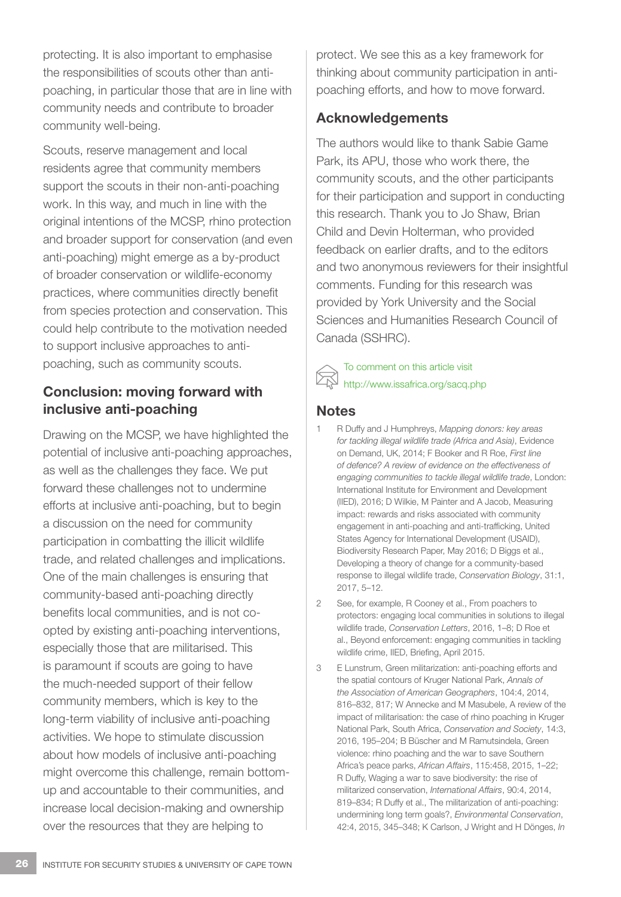protecting. It is also important to emphasise the responsibilities of scouts other than anti-poaching, in particular those that are in line with community needs and contribute to broader community well-being.

Scouts, reserve management and local residents agree that community members support the scouts in their non-anti-poaching work. In this way, and much in line with the original intentions of the MCSP, rhino protection and broader support for conservation (and even anti-poaching) might emerge as a by-product of broader conservation or wildlife-economy practices, where communities directly benefit from species protection and conservation. This could help contribute to the motivation needed to support inclusive approaches to anti-poaching, such as community scouts.

## Conclusion: moving forward with inclusive anti-poaching

Drawing on the MCSP, we have highlighted the potential of inclusive anti-poaching approaches, as well as the challenges they face. We put forward these challenges not to undermine efforts at inclusive anti-poaching, but to begin a discussion on the need for community participation in combatting the illicit wildlife trade, and related challenges and implications. One of the main challenges is ensuring that community-based anti-poaching directly benefits local communities, and is not co-opted by existing anti-poaching interventions, especially those that are militarised. This is paramount if scouts are going to have the much-needed support of their fellow community members, which is key to the long-term viability of inclusive anti-poaching activities. We hope to stimulate discussion about how models of inclusive anti-poaching might overcome this challenge, remain bottom-up and accountable to their communities, and increase local decision-making and ownership over the resources that they are helping to protect. We see this as a key framework for thinking about community participation in anti-poaching efforts, and how to move forward.

## Acknowledgements

The authors would like to thank Sabie Game Park, its APU, those who work there, the community scouts, and the other participants for their participation and support in conducting this research. Thank you to Jo Shaw, Brian Child and Devin Holterman, who provided feedback on earlier drafts, and to the editors and two anonymous reviewers for their insightful comments. Funding for this research was provided by York University and the Social Sciences and Humanities Research Council of Canada (SSHRC).

To comment on this article visit http://www.issafrica.org/sacq.php

## Notes

1. R Duffy and J Humphreys, *Mapping donors: key areas for tackling illegal wildlife trade (Africa and Asia)*, Evidence on Demand, UK, 2014; F Booker and R Roe, *First line of defence? A review of evidence on the effectiveness of engaging communities to tackle illegal wildlife trade*, London: International Institute for Environment and Development (IIED), 2016; D Wilkie, M Painter and A Jacob, Measuring impact: rewards and risks associated with community engagement in anti-poaching and anti-trafficking, United States Agency for International Development (USAID), Biodiversity Research Paper, May 2016; D Biggs et al., Developing a theory of change for a community-based response to illegal wildlife trade, *Conservation Biology*, 31:1, 2017, 5–12.
2. See, for example, R Cooney et al., From poachers to protectors: engaging local communities in solutions to illegal wildlife trade, *Conservation Letters*, 2016, 1–8; D Roe et al., Beyond enforcement: engaging communities in tackling wildlife crime, IIED, Briefing, April 2015.
3. E Lunstrum, Green militarization: anti-poaching efforts and the spatial contours of Kruger National Park, *Annals of the Association of American Geographers*, 104:4, 2014, 816–832, 817; W Annecke and M Masubele, A review of the impact of militarisation: the case of rhino poaching in Kruger National Park, South Africa, *Conservation and Society*, 14:3, 2016, 195–204; B Büscher and M Ramutsindela, Green violence: rhino poaching and the war to save Southern Africa's peace parks, *African Affairs*, 115:458, 2015, 1–22; R Duffy, Waging a war to save biodiversity: the rise of militarized conservation, *International Affairs*, 90:4, 2014, 819–834; R Duffy et al., The militarization of anti-poaching: undermining long term goals?, *Environmental Conservation*, 42:4, 2015, 345–348; K Carlson, J Wright and H Dönges, *In*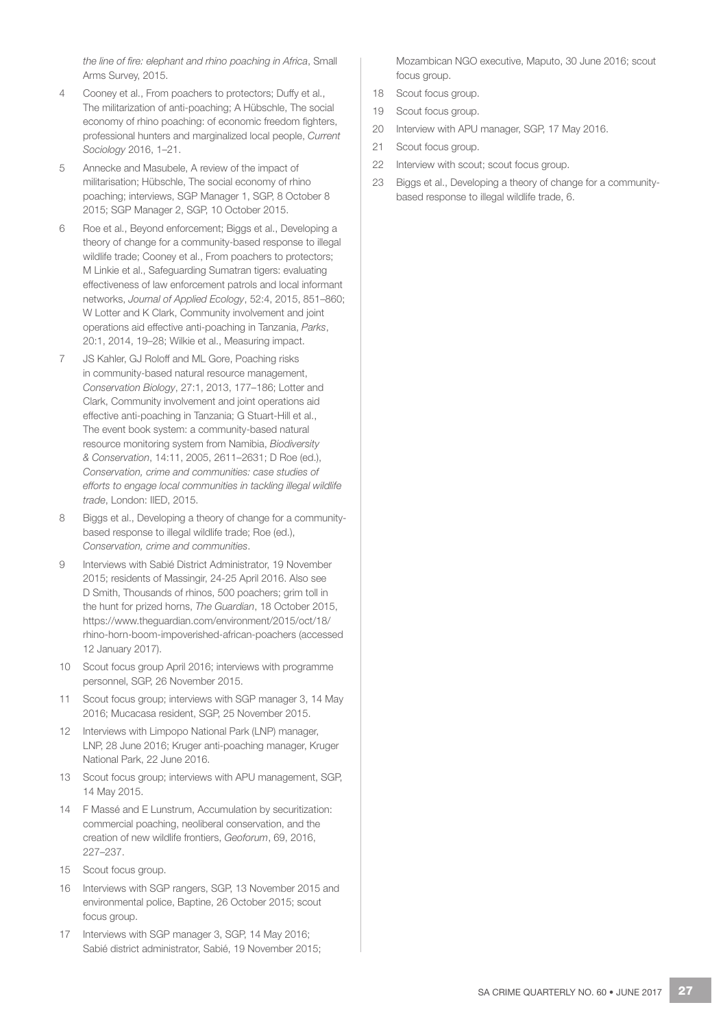*the line of fire: elephant and rhino poaching in Africa*, Small Arms Survey, 2015.

4. Cooney et al., From poachers to protectors; Duffy et al., The militarization of anti-poaching; A Hübschle, The social economy of rhino poaching: of economic freedom fighters, professional hunters and marginalized local people, *Current Sociology* 2016, 1–21.
5. Annecke and Masubele, A review of the impact of militarisation; Hübschle, The social economy of rhino poaching; interviews, SGP Manager 1, SGP, 8 October 8 2015; SGP Manager 2, SGP, 10 October 2015.
6. Roe et al., Beyond enforcement; Biggs et al., Developing a theory of change for a community-based response to illegal wildlife trade; Cooney et al., From poachers to protectors; M Linkie et al., Safeguarding Sumatran tigers: evaluating effectiveness of law enforcement patrols and local informant networks, *Journal of Applied Ecology*, 52:4, 2015, 851–860; W Lotter and K Clark, Community involvement and joint operations aid effective anti-poaching in Tanzania, *Parks*, 20:1, 2014, 19–28; Wilkie et al., Measuring impact.
7. JS Kahler, GJ Roloff and ML Gore, Poaching risks in community-based natural resource management, *Conservation Biology*, 27:1, 2013, 177–186; Lotter and Clark, Community involvement and joint operations aid effective anti-poaching in Tanzania; G Stuart-Hill et al., The event book system: a community-based natural resource monitoring system from Namibia, *Biodiversity & Conservation*, 14:11, 2005, 2611–2631; D Roe (ed.), *Conservation, crime and communities: case studies of efforts to engage local communities in tackling illegal wildlife trade*, London: IIED, 2015.
8. Biggs et al., Developing a theory of change for a community-based response to illegal wildlife trade; Roe (ed.), *Conservation, crime and communities*.
9. Interviews with Sabié District Administrator, 19 November 2015; residents of Massingir, 24-25 April 2016. Also see D Smith, Thousands of rhinos, 500 poachers; grim toll in the hunt for prized horns, *The Guardian*, 18 October 2015, https://www.theguardian.com/environment/2015/oct/18/rhino-horn-boom-impoverished-african-poachers (accessed 12 January 2017).
10. Scout focus group April 2016; interviews with programme personnel, SGP, 26 November 2015.
11. Scout focus group; interviews with SGP manager 3, 14 May 2016; Mucacasa resident, SGP, 25 November 2015.
12. Interviews with Limpopo National Park (LNP) manager, LNP, 28 June 2016; Kruger anti-poaching manager, Kruger National Park, 22 June 2016.
13. Scout focus group; interviews with APU management, SGP, 14 May 2015.
14. F Massé and E Lunstrum, Accumulation by securitization: commercial poaching, neoliberal conservation, and the creation of new wildlife frontiers, *Geoforum*, 69, 2016, 227–237.
15. Scout focus group.
16. Interviews with SGP rangers, SGP, 13 November 2015 and environmental police, Baptine, 26 October 2015; scout focus group.
17. Interviews with SGP manager 3, SGP, 14 May 2016; Sabié district administrator, Sabié, 19 November 2015; Mozambican NGO executive, Maputo, 30 June 2016; scout focus group.
18. Scout focus group.
19. Scout focus group.
20. Interview with APU manager, SGP, 17 May 2016.
21. Scout focus group.
22. Interview with scout; scout focus group.
23. Biggs et al., Developing a theory of change for a community-based response to illegal wildlife trade, 6.